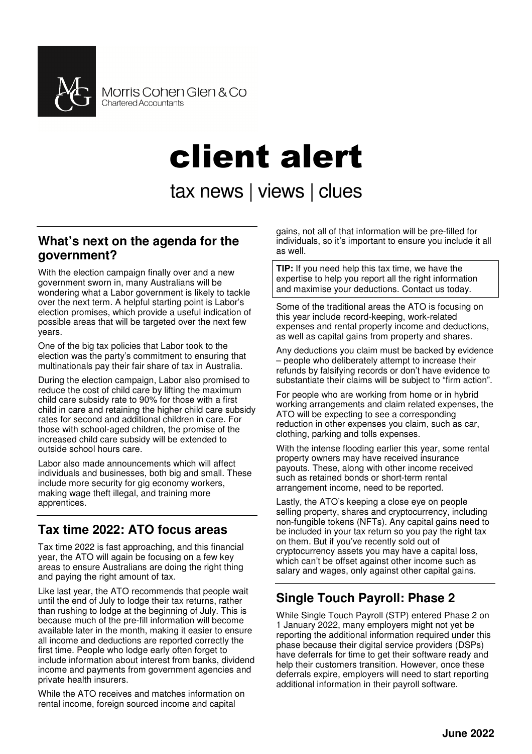Morris Cohen Glen & Co
Chartered Accountants

# client alert

tax news | views | clues

## What's next on the agenda for the government?

With the election campaign finally over and a new government sworn in, many Australians will be wondering what a Labor government is likely to tackle over the next term. A helpful starting point is Labor's election promises, which provide a useful indication of possible areas that will be targeted over the next few years.

One of the big tax policies that Labor took to the election was the party's commitment to ensuring that multinationals pay their fair share of tax in Australia.

During the election campaign, Labor also promised to reduce the cost of child care by lifting the maximum child care subsidy rate to 90% for those with a first child in care and retaining the higher child care subsidy rates for second and additional children in care. For those with school-aged children, the promise of the increased child care subsidy will be extended to outside school hours care.

Labor also made announcements which will affect individuals and businesses, both big and small. These include more security for gig economy workers, making wage theft illegal, and training more apprentices.

## Tax time 2022: ATO focus areas

Tax time 2022 is fast approaching, and this financial year, the ATO will again be focusing on a few key areas to ensure Australians are doing the right thing and paying the right amount of tax.

Like last year, the ATO recommends that people wait until the end of July to lodge their tax returns, rather than rushing to lodge at the beginning of July. This is because much of the pre-fill information will become available later in the month, making it easier to ensure all income and deductions are reported correctly the first time. People who lodge early often forget to include information about interest from banks, dividend income and payments from government agencies and private health insurers.

While the ATO receives and matches information on rental income, foreign sourced income and capital gains, not all of that information will be pre-filled for individuals, so it's important to ensure you include it all as well.

**TIP:** If you need help this tax time, we have the expertise to help you report all the right information and maximise your deductions. Contact us today.

Some of the traditional areas the ATO is focusing on this year include record-keeping, work-related expenses and rental property income and deductions, as well as capital gains from property and shares.

Any deductions you claim must be backed by evidence – people who deliberately attempt to increase their refunds by falsifying records or don't have evidence to substantiate their claims will be subject to "firm action".

For people who are working from home or in hybrid working arrangements and claim related expenses, the ATO will be expecting to see a corresponding reduction in other expenses you claim, such as car, clothing, parking and tolls expenses.

With the intense flooding earlier this year, some rental property owners may have received insurance payouts. These, along with other income received such as retained bonds or short-term rental arrangement income, need to be reported.

Lastly, the ATO's keeping a close eye on people selling property, shares and cryptocurrency, including non-fungible tokens (NFTs). Any capital gains need to be included in your tax return so you pay the right tax on them. But if you've recently sold out of cryptocurrency assets you may have a capital loss, which can't be offset against other income such as salary and wages, only against other capital gains.

## Single Touch Payroll: Phase 2

While Single Touch Payroll (STP) entered Phase 2 on 1 January 2022, many employers might not yet be reporting the additional information required under this phase because their digital service providers (DSPs) have deferrals for time to get their software ready and help their customers transition. However, once these deferrals expire, employers will need to start reporting additional information in their payroll software.

**June 2022**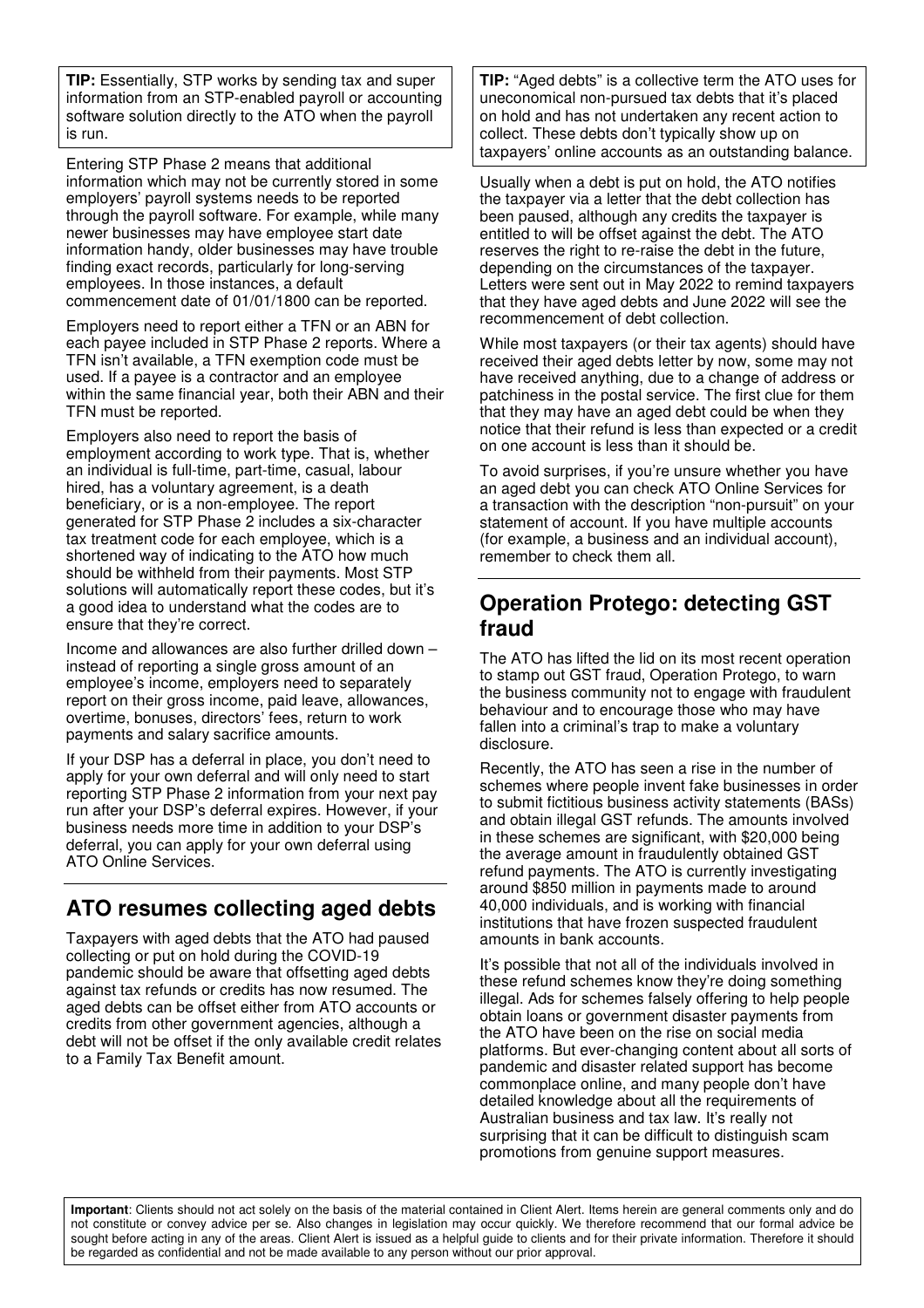**TIP:** Essentially, STP works by sending tax and super information from an STP-enabled payroll or accounting software solution directly to the ATO when the payroll is run.

Entering STP Phase 2 means that additional information which may not be currently stored in some employers' payroll systems needs to be reported through the payroll software. For example, while many newer businesses may have employee start date information handy, older businesses may have trouble finding exact records, particularly for long-serving employees. In those instances, a default commencement date of 01/01/1800 can be reported.

Employers need to report either a TFN or an ABN for each payee included in STP Phase 2 reports. Where a TFN isn't available, a TFN exemption code must be used. If a payee is a contractor and an employee within the same financial year, both their ABN and their TFN must be reported.

Employers also need to report the basis of employment according to work type. That is, whether an individual is full-time, part-time, casual, labour hired, has a voluntary agreement, is a death beneficiary, or is a non-employee. The report generated for STP Phase 2 includes a six-character tax treatment code for each employee, which is a shortened way of indicating to the ATO how much should be withheld from their payments. Most STP solutions will automatically report these codes, but it's a good idea to understand what the codes are to ensure that they're correct.

Income and allowances are also further drilled down – instead of reporting a single gross amount of an employee's income, employers need to separately report on their gross income, paid leave, allowances, overtime, bonuses, directors' fees, return to work payments and salary sacrifice amounts.

If your DSP has a deferral in place, you don't need to apply for your own deferral and will only need to start reporting STP Phase 2 information from your next pay run after your DSP's deferral expires. However, if your business needs more time in addition to your DSP's deferral, you can apply for your own deferral using ATO Online Services.

## ATO resumes collecting aged debts

Taxpayers with aged debts that the ATO had paused collecting or put on hold during the COVID-19 pandemic should be aware that offsetting aged debts against tax refunds or credits has now resumed. The aged debts can be offset either from ATO accounts or credits from other government agencies, although a debt will not be offset if the only available credit relates to a Family Tax Benefit amount.

**TIP:** "Aged debts" is a collective term the ATO uses for uneconomical non-pursued tax debts that it's placed on hold and has not undertaken any recent action to collect. These debts don't typically show up on taxpayers' online accounts as an outstanding balance.

Usually when a debt is put on hold, the ATO notifies the taxpayer via a letter that the debt collection has been paused, although any credits the taxpayer is entitled to will be offset against the debt. The ATO reserves the right to re-raise the debt in the future, depending on the circumstances of the taxpayer. Letters were sent out in May 2022 to remind taxpayers that they have aged debts and June 2022 will see the recommencement of debt collection.

While most taxpayers (or their tax agents) should have received their aged debts letter by now, some may not have received anything, due to a change of address or patchiness in the postal service. The first clue for them that they may have an aged debt could be when they notice that their refund is less than expected or a credit on one account is less than it should be.

To avoid surprises, if you're unsure whether you have an aged debt you can check ATO Online Services for a transaction with the description "non-pursuit" on your statement of account. If you have multiple accounts (for example, a business and an individual account), remember to check them all.

## Operation Protego: detecting GST fraud

The ATO has lifted the lid on its most recent operation to stamp out GST fraud, Operation Protego, to warn the business community not to engage with fraudulent behaviour and to encourage those who may have fallen into a criminal's trap to make a voluntary disclosure.

Recently, the ATO has seen a rise in the number of schemes where people invent fake businesses in order to submit fictitious business activity statements (BASs) and obtain illegal GST refunds. The amounts involved in these schemes are significant, with $20,000 being the average amount in fraudulently obtained GST refund payments. The ATO is currently investigating around $850 million in payments made to around 40,000 individuals, and is working with financial institutions that have frozen suspected fraudulent amounts in bank accounts.

It's possible that not all of the individuals involved in these refund schemes know they're doing something illegal. Ads for schemes falsely offering to help people obtain loans or government disaster payments from the ATO have been on the rise on social media platforms. But ever-changing content about all sorts of pandemic and disaster related support has become commonplace online, and many people don't have detailed knowledge about all the requirements of Australian business and tax law. It's really not surprising that it can be difficult to distinguish scam promotions from genuine support measures.

**Important**: Clients should not act solely on the basis of the material contained in Client Alert. Items herein are general comments only and do not constitute or convey advice per se. Also changes in legislation may occur quickly. We therefore recommend that our formal advice be sought before acting in any of the areas. Client Alert is issued as a helpful guide to clients and for their private information. Therefore it should be regarded as confidential and not be made available to any person without our prior approval.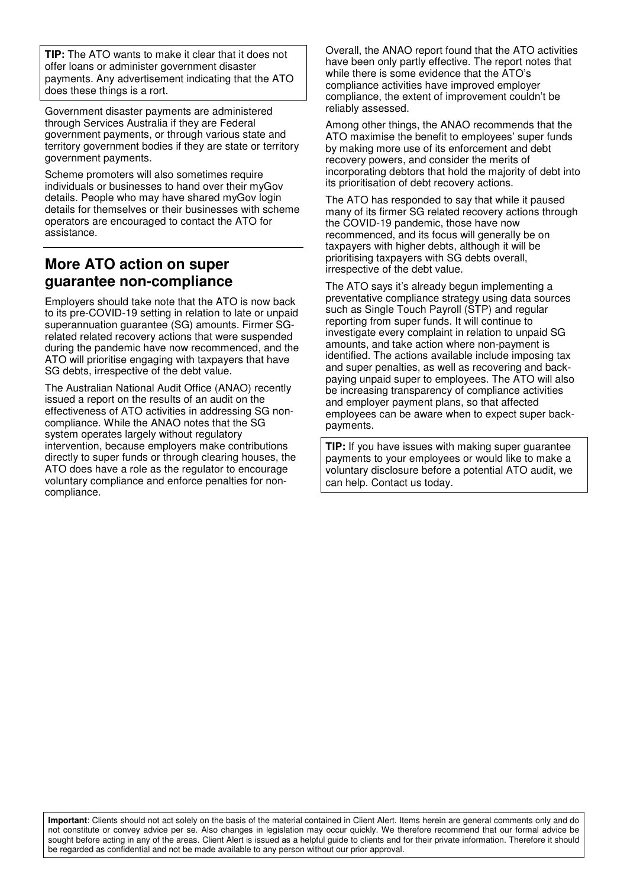**TIP:** The ATO wants to make it clear that it does not offer loans or administer government disaster payments. Any advertisement indicating that the ATO does these things is a rort.

Government disaster payments are administered through Services Australia if they are Federal government payments, or through various state and territory government bodies if they are state or territory government payments.

Scheme promoters will also sometimes require individuals or businesses to hand over their myGov details. People who may have shared myGov login details for themselves or their businesses with scheme operators are encouraged to contact the ATO for assistance.

## More ATO action on super guarantee non-compliance

Employers should take note that the ATO is now back to its pre-COVID-19 setting in relation to late or unpaid superannuation guarantee (SG) amounts. Firmer SG-related related recovery actions that were suspended during the pandemic have now recommenced, and the ATO will prioritise engaging with taxpayers that have SG debts, irrespective of the debt value.

The Australian National Audit Office (ANAO) recently issued a report on the results of an audit on the effectiveness of ATO activities in addressing SG non-compliance. While the ANAO notes that the SG system operates largely without regulatory intervention, because employers make contributions directly to super funds or through clearing houses, the ATO does have a role as the regulator to encourage voluntary compliance and enforce penalties for non-compliance.

Overall, the ANAO report found that the ATO activities have been only partly effective. The report notes that while there is some evidence that the ATO's compliance activities have improved employer compliance, the extent of improvement couldn't be reliably assessed.

Among other things, the ANAO recommends that the ATO maximise the benefit to employees' super funds by making more use of its enforcement and debt recovery powers, and consider the merits of incorporating debtors that hold the majority of debt into its prioritisation of debt recovery actions.

The ATO has responded to say that while it paused many of its firmer SG related recovery actions through the COVID-19 pandemic, those have now recommenced, and its focus will generally be on taxpayers with higher debts, although it will be prioritising taxpayers with SG debts overall, irrespective of the debt value.

The ATO says it's already begun implementing a preventative compliance strategy using data sources such as Single Touch Payroll (STP) and regular reporting from super funds. It will continue to investigate every complaint in relation to unpaid SG amounts, and take action where non-payment is identified. The actions available include imposing tax and super penalties, as well as recovering and back-paying unpaid super to employees. The ATO will also be increasing transparency of compliance activities and employer payment plans, so that affected employees can be aware when to expect super back-payments.

**TIP:** If you have issues with making super guarantee payments to your employees or would like to make a voluntary disclosure before a potential ATO audit, we can help. Contact us today.

**Important**: Clients should not act solely on the basis of the material contained in Client Alert. Items herein are general comments only and do not constitute or convey advice per se. Also changes in legislation may occur quickly. We therefore recommend that our formal advice be sought before acting in any of the areas. Client Alert is issued as a helpful guide to clients and for their private information. Therefore it should be regarded as confidential and not be made available to any person without our prior approval.